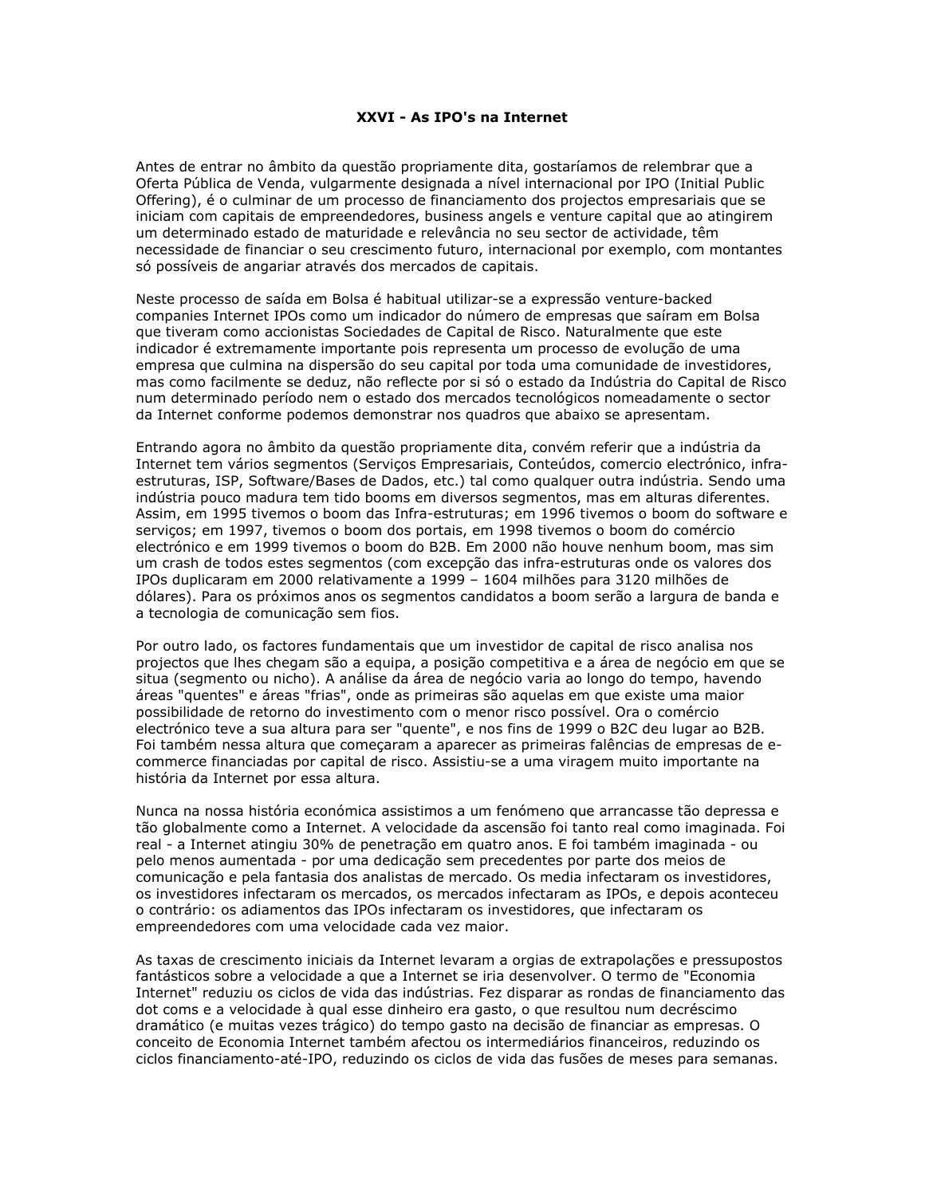# XXVI - As IPO's na Internet

Antes de entrar no âmbito da questão propriamente dita, gostaríamos de relembrar que a Oferta Pública de Venda, vulgarmente designada a nível internacional por IPO (Initial Public Offering), é o culminar de um processo de financiamento dos projectos empresariais que se iniciam com capitais de empreendedores, business angels e venture capital que ao atingirem um determinado estado de maturidade e relevância no seu sector de actividade, têm necessidade de financiar o seu crescimento futuro, internacional por exemplo, com montantes só possíveis de angariar através dos mercados de capitais.

Neste processo de saída em Bolsa é habitual utilizar-se a expressão venture-backed companies Internet IPOs como um indicador do número de empresas que saíram em Bolsa que tiveram como accionistas Sociedades de Capital de Risco. Naturalmente que este indicador é extremamente importante pois representa um processo de evolução de uma empresa que culmina na dispersão do seu capital por toda uma comunidade de investidores, mas como facilmente se deduz, não reflecte por si só o estado da Indústria do Capital de Risco num determinado período nem o estado dos mercados tecnológicos nomeadamente o sector da Internet conforme podemos demonstrar nos quadros que abaixo se apresentam.

Entrando agora no âmbito da questão propriamente dita, convém referir que a indústria da Internet tem vários segmentos (Serviços Empresariais, Conteúdos, comercio electrónico, infra-estruturas, ISP, Software/Bases de Dados, etc.) tal como qualquer outra indústria. Sendo uma indústria pouco madura tem tido booms em diversos segmentos, mas em alturas diferentes. Assim, em 1995 tivemos o boom das Infra-estruturas; em 1996 tivemos o boom do software e serviços; em 1997, tivemos o boom dos portais, em 1998 tivemos o boom do comércio electrónico e em 1999 tivemos o boom do B2B. Em 2000 não houve nenhum boom, mas sim um crash de todos estes segmentos (com excepção das infra-estruturas onde os valores dos IPOs duplicaram em 2000 relativamente a 1999 – 1604 milhões para 3120 milhões de dólares). Para os próximos anos os segmentos candidatos a boom serão a largura de banda e a tecnologia de comunicação sem fios.

Por outro lado, os factores fundamentais que um investidor de capital de risco analisa nos projectos que lhes chegam são a equipa, a posição competitiva e a área de negócio em que se situa (segmento ou nicho). A análise da área de negócio varia ao longo do tempo, havendo áreas "quentes" e áreas "frias", onde as primeiras são aquelas em que existe uma maior possibilidade de retorno do investimento com o menor risco possível. Ora o comércio electrónico teve a sua altura para ser "quente", e nos fins de 1999 o B2C deu lugar ao B2B. Foi também nessa altura que começaram a aparecer as primeiras falências de empresas de e-commerce financiadas por capital de risco. Assistiu-se a uma viragem muito importante na história da Internet por essa altura.

Nunca na nossa história económica assistimos a um fenómeno que arrancasse tão depressa e tão globalmente como a Internet. A velocidade da ascensão foi tanto real como imaginada. Foi real - a Internet atingiu 30% de penetração em quatro anos. E foi também imaginada - ou pelo menos aumentada - por uma dedicação sem precedentes por parte dos meios de comunicação e pela fantasia dos analistas de mercado. Os media infectaram os investidores, os investidores infectaram os mercados, os mercados infectaram as IPOs, e depois aconteceu o contrário: os adiamentos das IPOs infectaram os investidores, que infectaram os empreendedores com uma velocidade cada vez maior.

As taxas de crescimento iniciais da Internet levaram a orgias de extrapolações e pressupostos fantásticos sobre a velocidade a que a Internet se iria desenvolver. O termo de "Economia Internet" reduziu os ciclos de vida das indústrias. Fez disparar as rondas de financiamento das dot coms e a velocidade à qual esse dinheiro era gasto, o que resultou num decréscimo dramático (e muitas vezes trágico) do tempo gasto na decisão de financiar as empresas. O conceito de Economia Internet também afectou os intermediários financeiros, reduzindo os ciclos financiamento-até-IPO, reduzindo os ciclos de vida das fusões de meses para semanas.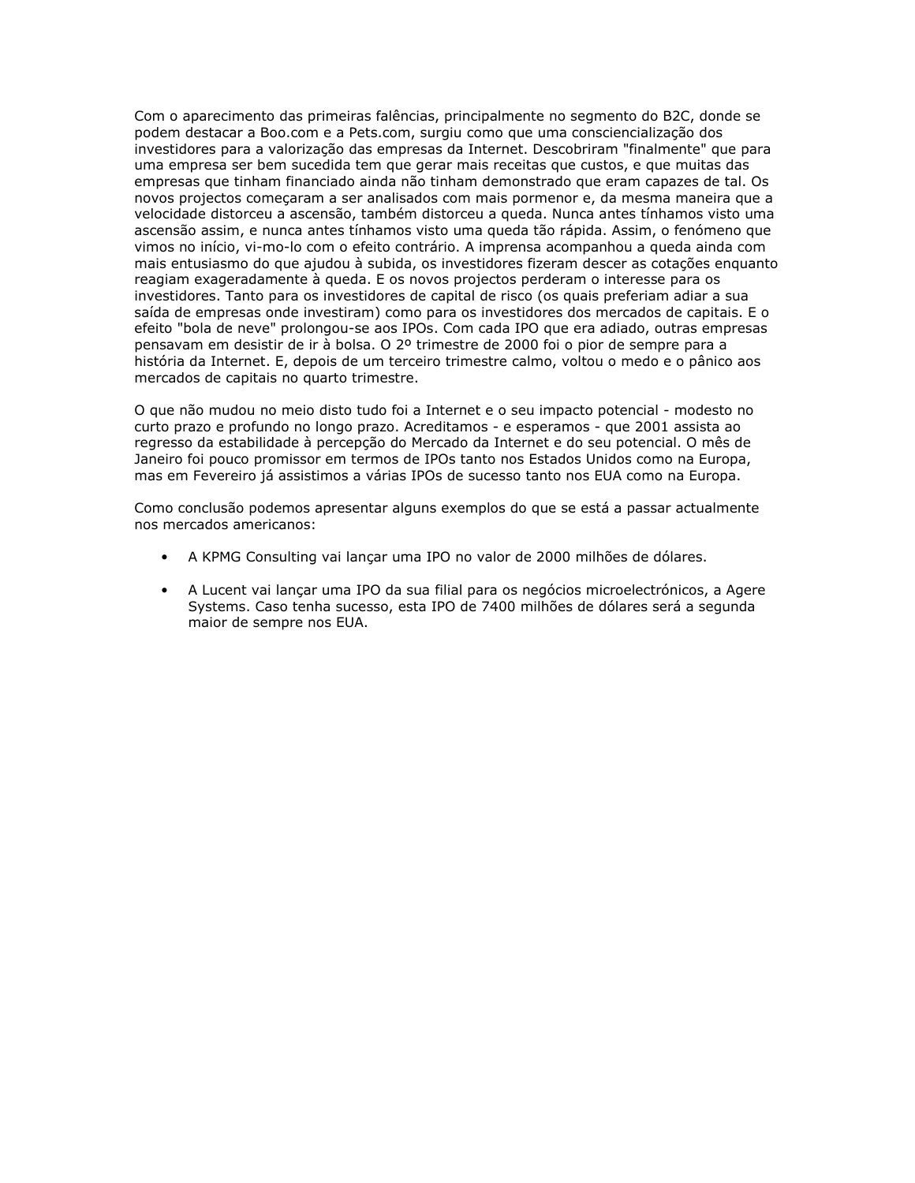Com o aparecimento das primeiras falências, principalmente no segmento do B2C, donde se podem destacar a Boo.com e a Pets.com, surgiu como que uma consciencialização dos investidores para a valorização das empresas da Internet. Descobriram "finalmente" que para uma empresa ser bem sucedida tem que gerar mais receitas que custos, e que muitas das empresas que tinham financiado ainda não tinham demonstrado que eram capazes de tal. Os novos projectos começaram a ser analisados com mais pormenor e, da mesma maneira que a velocidade distorceu a ascensão, também distorceu a queda. Nunca antes tínhamos visto uma ascensão assim, e nunca antes tínhamos visto uma queda tão rápida. Assim, o fenómeno que vimos no início, vi-mo-lo com o efeito contrário. A imprensa acompanhou a queda ainda com mais entusiasmo do que ajudou à subida, os investidores fizeram descer as cotações enquanto reagiam exageradamente à queda. E os novos projectos perderam o interesse para os investidores. Tanto para os investidores de capital de risco (os quais preferiam adiar a sua saída de empresas onde investiram) como para os investidores dos mercados de capitais. E o efeito "bola de neve" prolongou-se aos IPOs. Com cada IPO que era adiado, outras empresas pensavam em desistir de ir à bolsa. O 2º trimestre de 2000 foi o pior de sempre para a história da Internet. E, depois de um terceiro trimestre calmo, voltou o medo e o pânico aos mercados de capitais no quarto trimestre.

O que não mudou no meio disto tudo foi a Internet e o seu impacto potencial - modesto no curto prazo e profundo no longo prazo. Acreditamos - e esperamos - que 2001 assista ao regresso da estabilidade à percepção do Mercado da Internet e do seu potencial. O mês de Janeiro foi pouco promissor em termos de IPOs tanto nos Estados Unidos como na Europa, mas em Fevereiro já assistimos a várias IPOs de sucesso tanto nos EUA como na Europa.

Como conclusão podemos apresentar alguns exemplos do que se está a passar actualmente nos mercados americanos:

- A KPMG Consulting vai lançar uma IPO no valor de 2000 milhões de dólares.
- A Lucent vai lançar uma IPO da sua filial para os negócios microelectrónicos, a Agere Systems. Caso tenha sucesso, esta IPO de 7400 milhões de dólares será a segunda maior de sempre nos EUA.